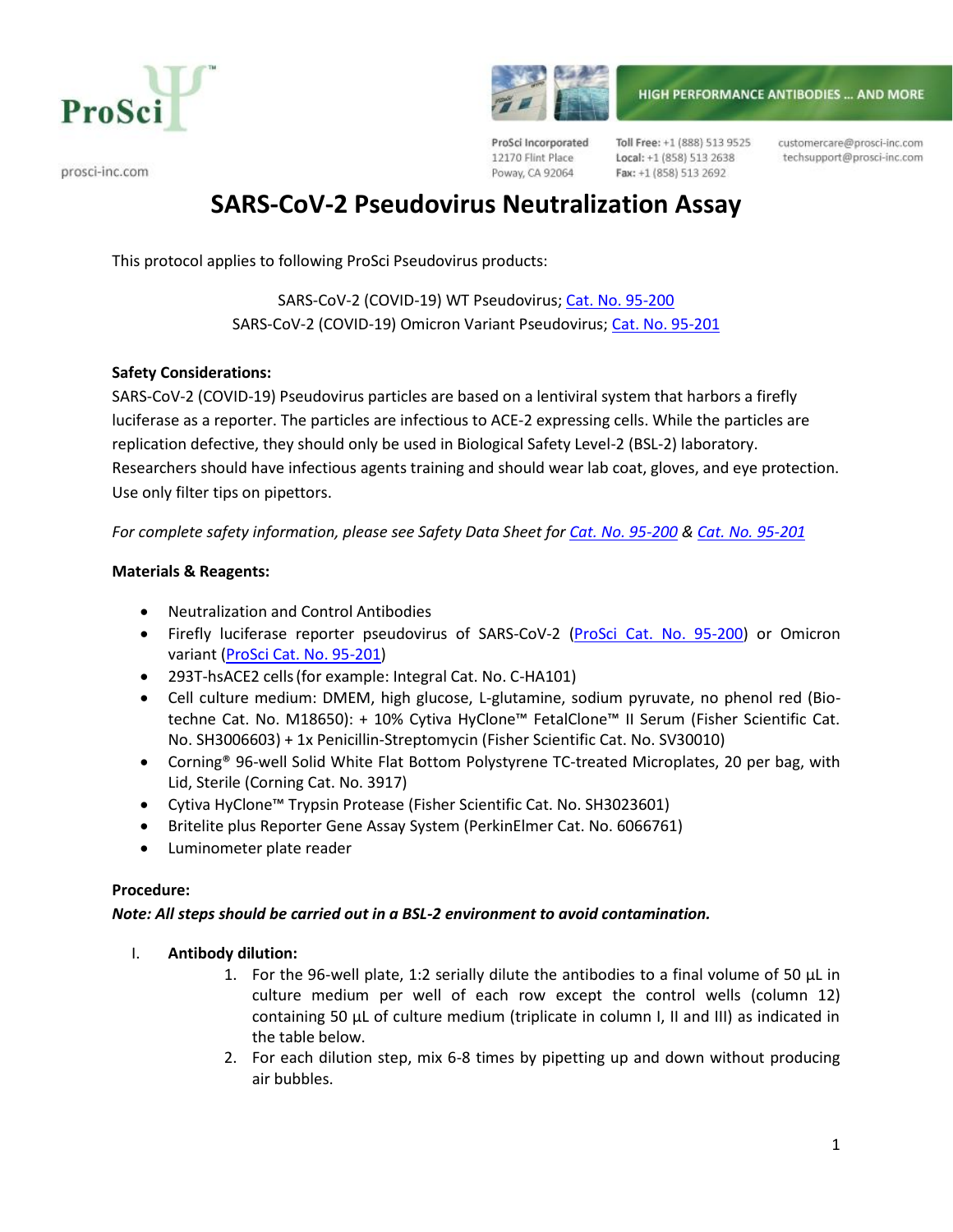ProSci

prosci-inc.com

HIGH PERFORMANCE ANTIBODIES ... AND MORE

ProSci Incorporated
12170 Flint Place
Poway, CA 92064

Toll Free: +1 (888) 513 9525
Local: +1 (858) 513 2638
Fax: +1 (858) 513 2692

customercare@prosci-inc.com
techsupport@prosci-inc.com

# SARS-CoV-2 Pseudovirus Neutralization Assay

This protocol applies to following ProSci Pseudovirus products:

SARS-CoV-2 (COVID-19) WT Pseudovirus; Cat. No. 95-200
SARS-CoV-2 (COVID-19) Omicron Variant Pseudovirus; Cat. No. 95-201

**Safety Considerations:**
SARS-CoV-2 (COVID-19) Pseudovirus particles are based on a lentiviral system that harbors a firefly luciferase as a reporter. The particles are infectious to ACE-2 expressing cells. While the particles are replication defective, they should only be used in Biological Safety Level-2 (BSL-2) laboratory. Researchers should have infectious agents training and should wear lab coat, gloves, and eye protection. Use only filter tips on pipettors.

*For complete safety information, please see Safety Data Sheet for Cat. No. 95-200 & Cat. No. 95-201*

**Materials & Reagents:**

- Neutralization and Control Antibodies
- Firefly luciferase reporter pseudovirus of SARS-CoV-2 (ProSci Cat. No. 95-200) or Omicron variant (ProSci Cat. No. 95-201)
- 293T-hsACE2 cells (for example: Integral Cat. No. C-HA101)
- Cell culture medium: DMEM, high glucose, L-glutamine, sodium pyruvate, no phenol red (Bio-techne Cat. No. M18650): + 10% Cytiva HyClone™ FetalClone™ II Serum (Fisher Scientific Cat. No. SH3006603) + 1x Penicillin-Streptomycin (Fisher Scientific Cat. No. SV30010)
- Corning® 96-well Solid White Flat Bottom Polystyrene TC-treated Microplates, 20 per bag, with Lid, Sterile (Corning Cat. No. 3917)
- Cytiva HyClone™ Trypsin Protease (Fisher Scientific Cat. No. SH3023601)
- Britelite plus Reporter Gene Assay System (PerkinElmer Cat. No. 6066761)
- Luminometer plate reader

**Procedure:**
***Note: All steps should be carried out in a BSL-2 environment to avoid contamination.***

I. **Antibody dilution:**
   1. For the 96-well plate, 1:2 serially dilute the antibodies to a final volume of 50 µL in culture medium per well of each row except the control wells (column 12) containing 50 µL of culture medium (triplicate in column I, II and III) as indicated in the table below.
   2. For each dilution step, mix 6-8 times by pipetting up and down without producing air bubbles.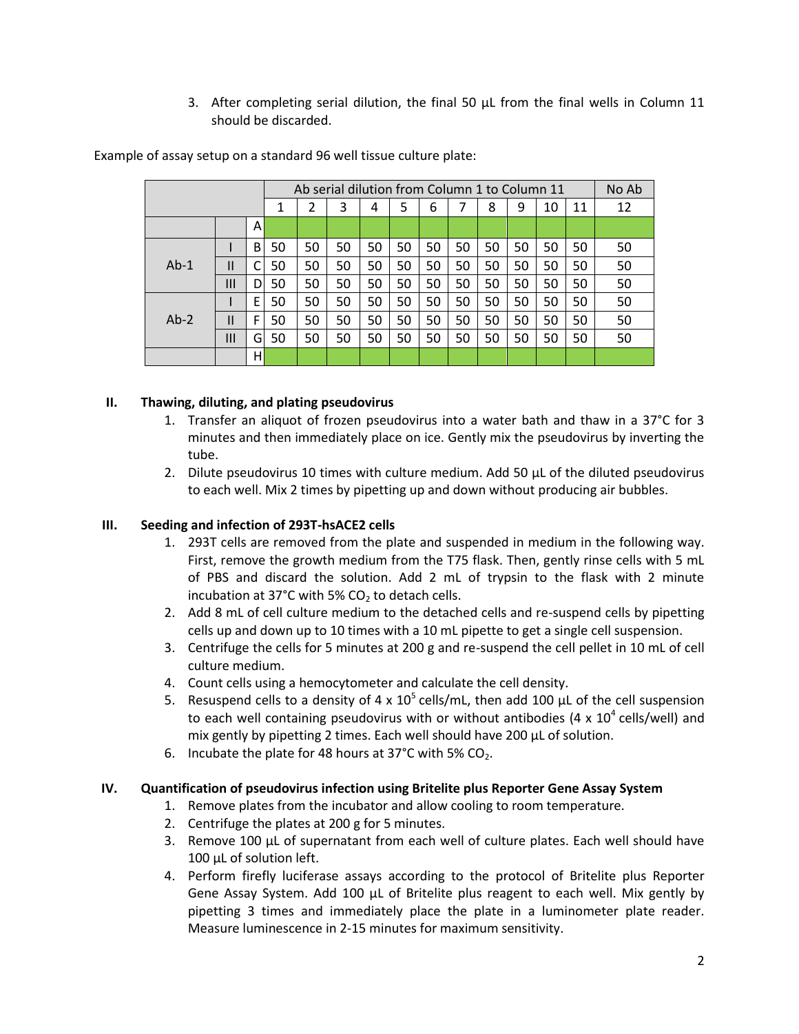3. After completing serial dilution, the final 50 µL from the final wells in Column 11 should be discarded.

Example of assay setup on a standard 96 well tissue culture plate:

| | | | Ab serial dilution from Column 1 to Column 11 | | | | | | | | | | | No Ab |
|---|---|---|---|---|---|---|---|---|---|---|---|---|---|---|
| | | | 1 | 2 | 3 | 4 | 5 | 6 | 7 | 8 | 9 | 10 | 11 | 12 |
| | | A | | | | | | | | | | | | |
| Ab-1 | I | B | 50 | 50 | 50 | 50 | 50 | 50 | 50 | 50 | 50 | 50 | 50 | 50 |
| | II | C | 50 | 50 | 50 | 50 | 50 | 50 | 50 | 50 | 50 | 50 | 50 | 50 |
| | III | D | 50 | 50 | 50 | 50 | 50 | 50 | 50 | 50 | 50 | 50 | 50 | 50 |
| Ab-2 | I | E | 50 | 50 | 50 | 50 | 50 | 50 | 50 | 50 | 50 | 50 | 50 | 50 |
| | II | F | 50 | 50 | 50 | 50 | 50 | 50 | 50 | 50 | 50 | 50 | 50 | 50 |
| | III | G | 50 | 50 | 50 | 50 | 50 | 50 | 50 | 50 | 50 | 50 | 50 | 50 |
| | | H | | | | | | | | | | | | |

## II. Thawing, diluting, and plating pseudovirus

1. Transfer an aliquot of frozen pseudovirus into a water bath and thaw in a 37°C for 3 minutes and then immediately place on ice. Gently mix the pseudovirus by inverting the tube.
2. Dilute pseudovirus 10 times with culture medium. Add 50 µL of the diluted pseudovirus to each well. Mix 2 times by pipetting up and down without producing air bubbles.

## III. Seeding and infection of 293T-hsACE2 cells

1. 293T cells are removed from the plate and suspended in medium in the following way. First, remove the growth medium from the T75 flask. Then, gently rinse cells with 5 mL of PBS and discard the solution. Add 2 mL of trypsin to the flask with 2 minute incubation at 37°C with 5% $CO_2$ to detach cells.
2. Add 8 mL of cell culture medium to the detached cells and re-suspend cells by pipetting cells up and down up to 10 times with a 10 mL pipette to get a single cell suspension.
3. Centrifuge the cells for 5 minutes at 200 g and re-suspend the cell pellet in 10 mL of cell culture medium.
4. Count cells using a hemocytometer and calculate the cell density.
5. Resuspend cells to a density of $4 \times 10^5$ cells/mL, then add 100 µL of the cell suspension to each well containing pseudovirus with or without antibodies ($4 \times 10^4$ cells/well) and mix gently by pipetting 2 times. Each well should have 200 µL of solution.
6. Incubate the plate for 48 hours at 37°C with 5% $CO_2$.

## IV. Quantification of pseudovirus infection using Britelite plus Reporter Gene Assay System

1. Remove plates from the incubator and allow cooling to room temperature.
2. Centrifuge the plates at 200 g for 5 minutes.
3. Remove 100 µL of supernatant from each well of culture plates. Each well should have 100 µL of solution left.
4. Perform firefly luciferase assays according to the protocol of Britelite plus Reporter Gene Assay System. Add 100 µL of Britelite plus reagent to each well. Mix gently by pipetting 3 times and immediately place the plate in a luminometer plate reader. Measure luminescence in 2-15 minutes for maximum sensitivity.